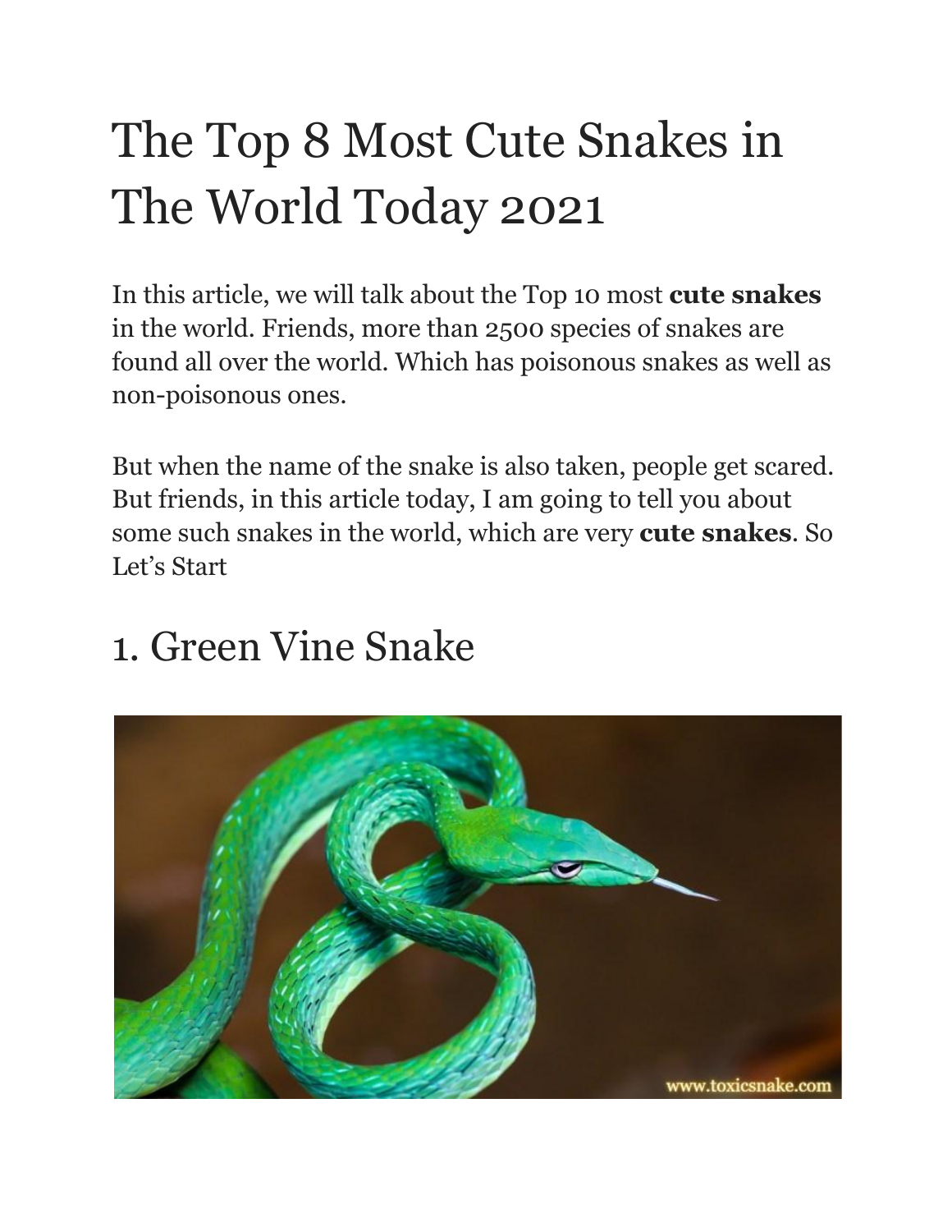# The Top 8 Most Cute Snakes in The World Today 2021

In this article, we will talk about the Top 10 most **cute snakes** in the world. Friends, more than 2500 species of snakes are found all over the world. Which has poisonous snakes as well as non-poisonous ones.

But when the name of the snake is also taken, people get scared. But friends, in this article today, I am going to tell you about some such snakes in the world, which are very **cute snakes**. So Let's Start

## 1. Green Vine Snake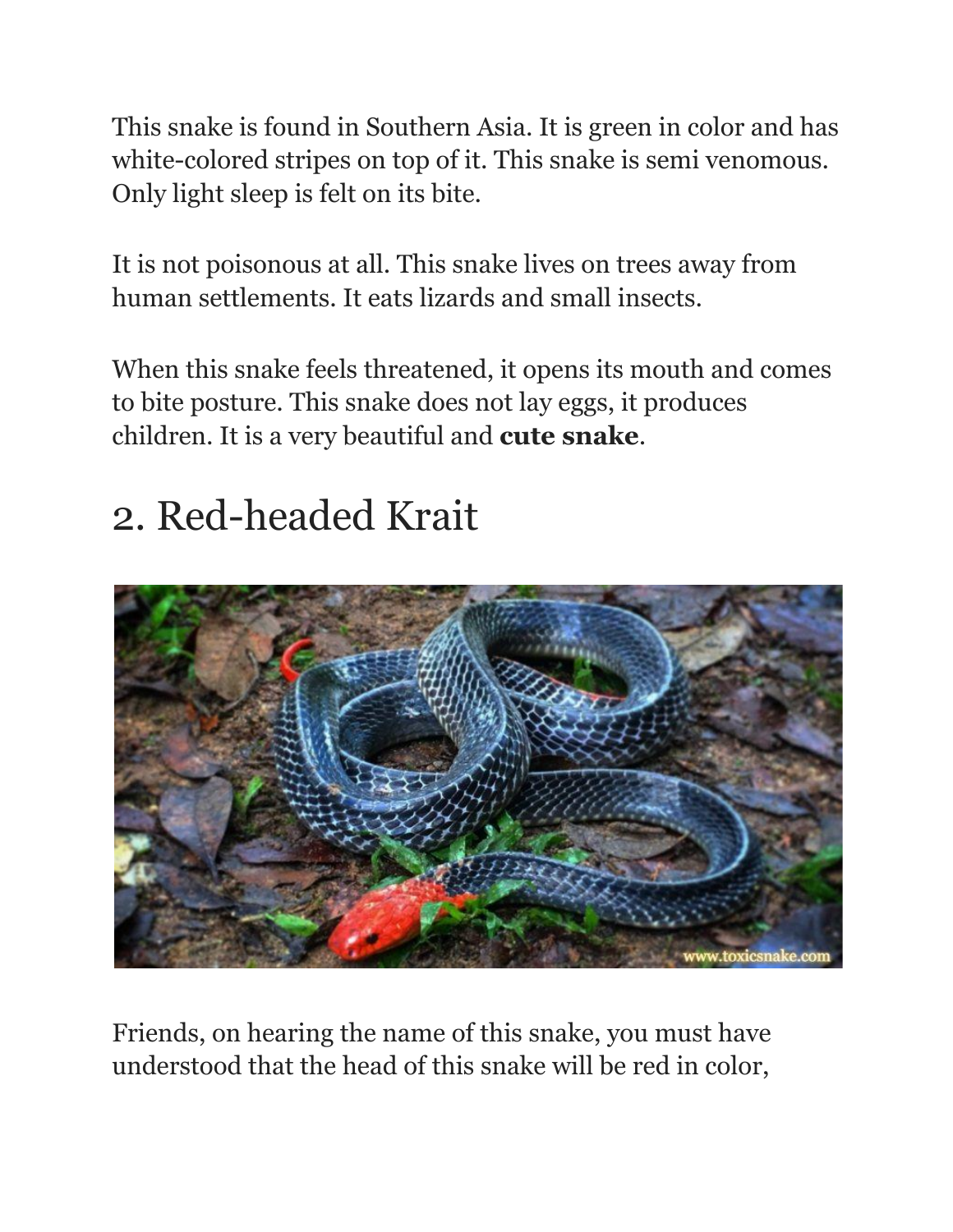This snake is found in Southern Asia. It is green in color and has white-colored stripes on top of it. This snake is semi venomous. Only light sleep is felt on its bite.

It is not poisonous at all. This snake lives on trees away from human settlements. It eats lizards and small insects.

When this snake feels threatened, it opens its mouth and comes to bite posture. This snake does not lay eggs, it produces children. It is a very beautiful and **cute snake**.

## 2. Red-headed Krait

Friends, on hearing the name of this snake, you must have understood that the head of this snake will be red in color,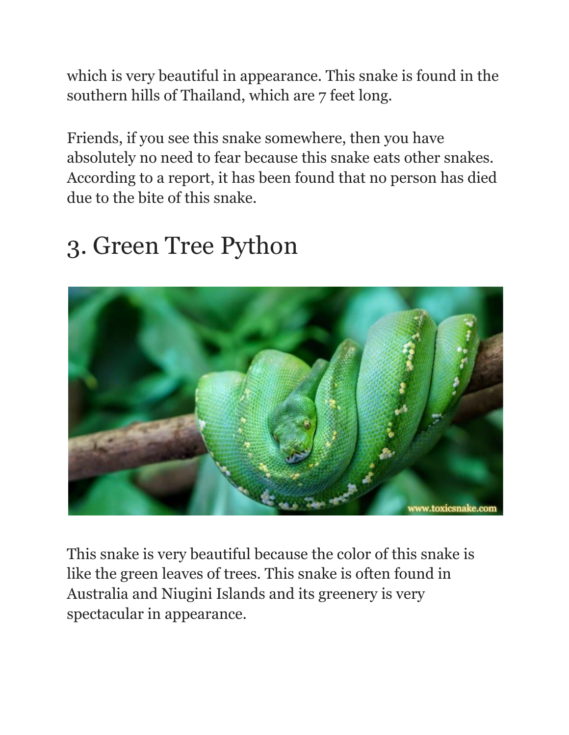which is very beautiful in appearance. This snake is found in the southern hills of Thailand, which are 7 feet long.

Friends, if you see this snake somewhere, then you have absolutely no need to fear because this snake eats other snakes. According to a report, it has been found that no person has died due to the bite of this snake.

## 3. Green Tree Python

This snake is very beautiful because the color of this snake is like the green leaves of trees. This snake is often found in Australia and Niugini Islands and its greenery is very spectacular in appearance.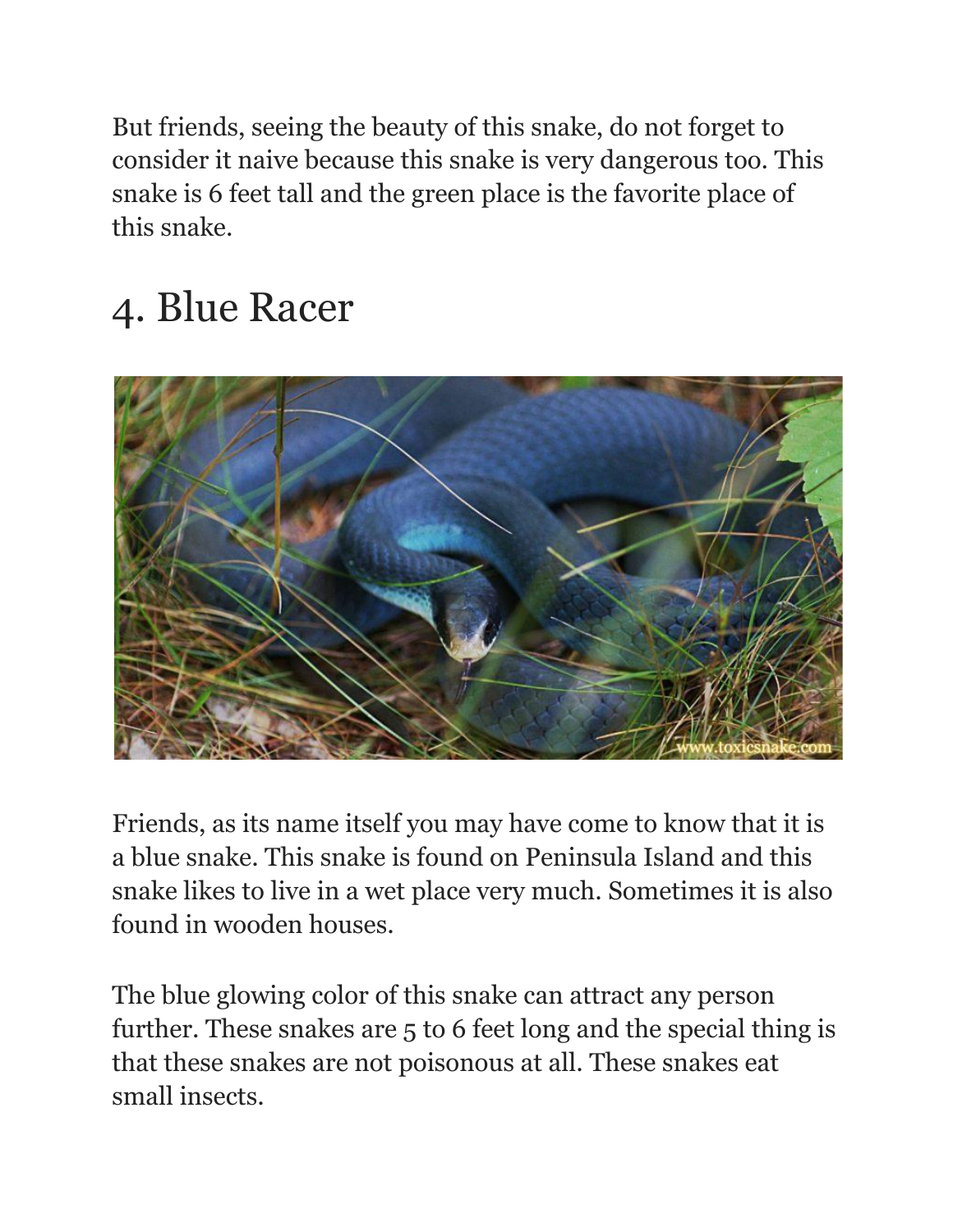But friends, seeing the beauty of this snake, do not forget to consider it naive because this snake is very dangerous too. This snake is 6 feet tall and the green place is the favorite place of this snake.

## 4. Blue Racer

Friends, as its name itself you may have come to know that it is a blue snake. This snake is found on Peninsula Island and this snake likes to live in a wet place very much. Sometimes it is also found in wooden houses.

The blue glowing color of this snake can attract any person further. These snakes are 5 to 6 feet long and the special thing is that these snakes are not poisonous at all. These snakes eat small insects.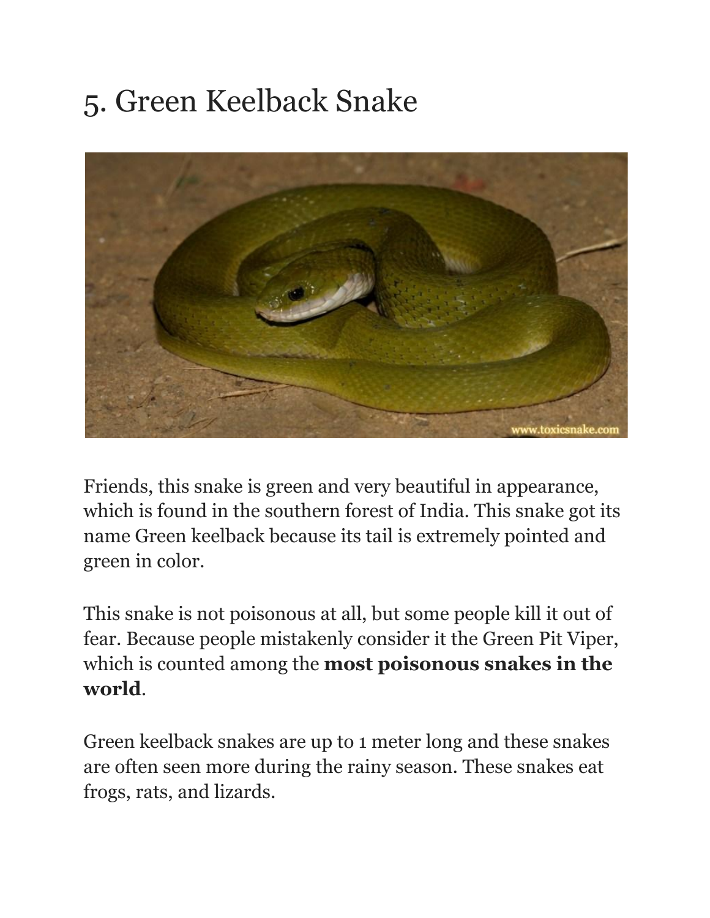# 5. Green Keelback Snake

Friends, this snake is green and very beautiful in appearance, which is found in the southern forest of India. This snake got its name Green keelback because its tail is extremely pointed and green in color.

This snake is not poisonous at all, but some people kill it out of fear. Because people mistakenly consider it the Green Pit Viper, which is counted among the **most poisonous snakes in the world**.

Green keelback snakes are up to 1 meter long and these snakes are often seen more during the rainy season. These snakes eat frogs, rats, and lizards.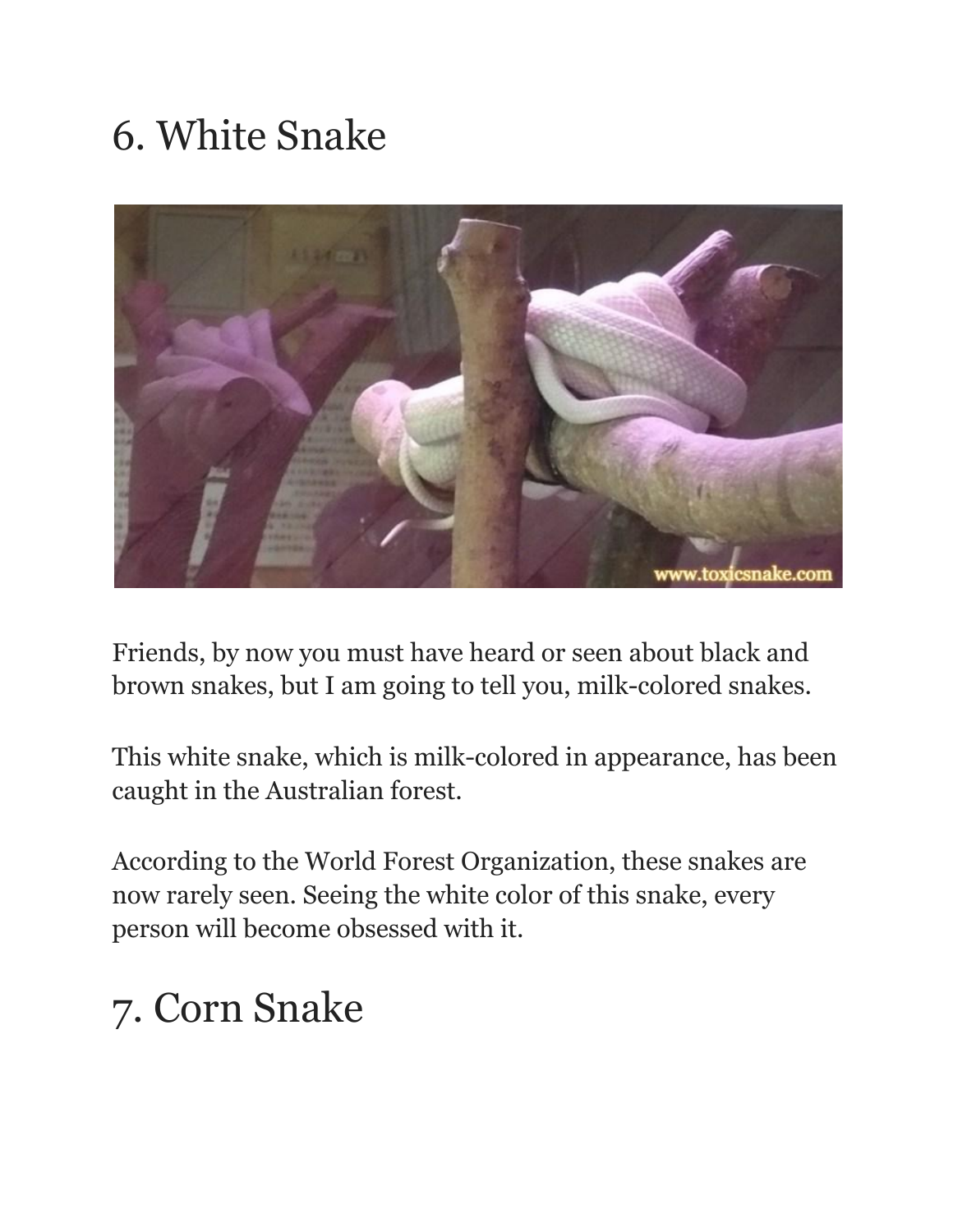# 6. White Snake

Friends, by now you must have heard or seen about black and brown snakes, but I am going to tell you, milk-colored snakes.

This white snake, which is milk-colored in appearance, has been caught in the Australian forest.

According to the World Forest Organization, these snakes are now rarely seen. Seeing the white color of this snake, every person will become obsessed with it.

# 7. Corn Snake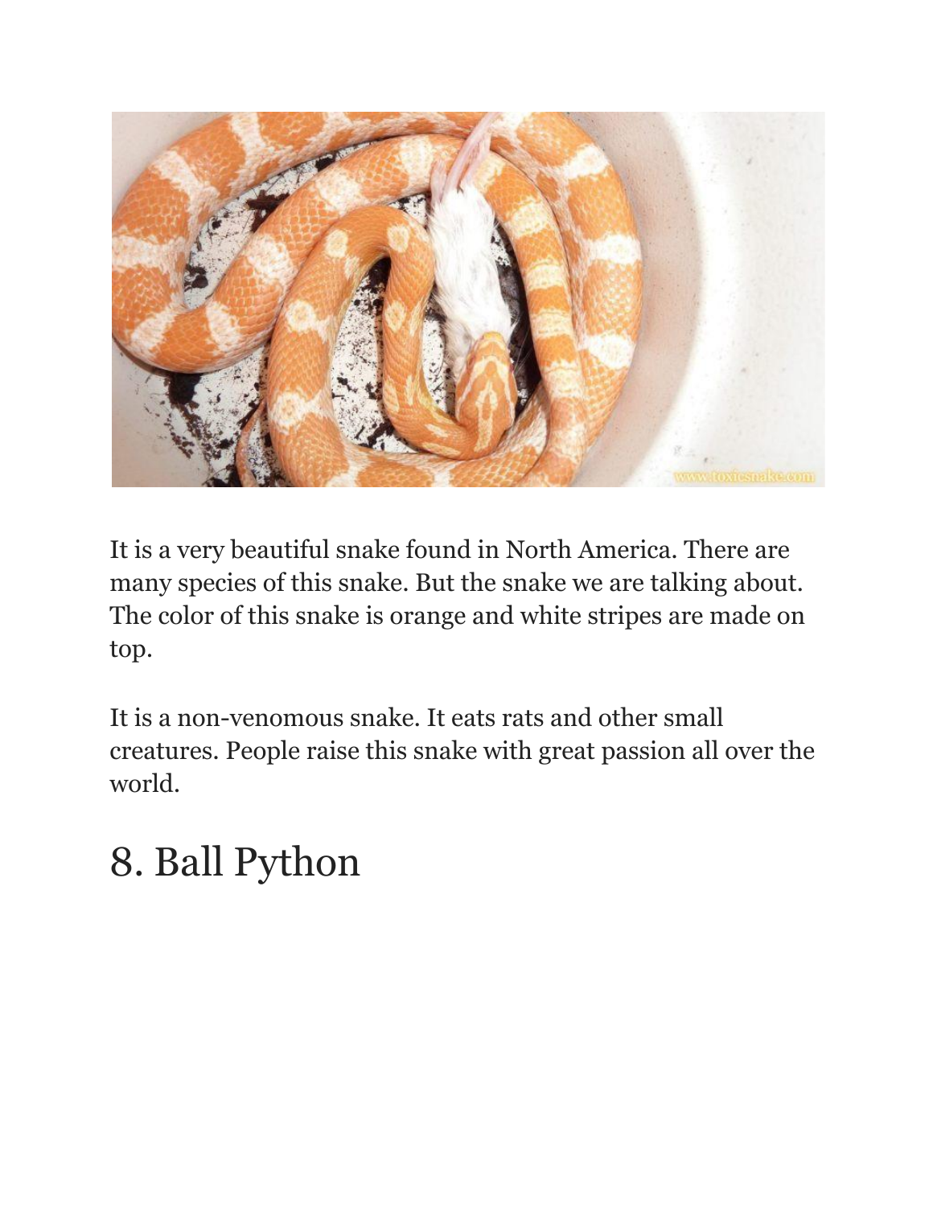It is a very beautiful snake found in North America. There are many species of this snake. But the snake we are talking about. The color of this snake is orange and white stripes are made on top.

It is a non-venomous snake. It eats rats and other small creatures. People raise this snake with great passion all over the world.

# 8. Ball Python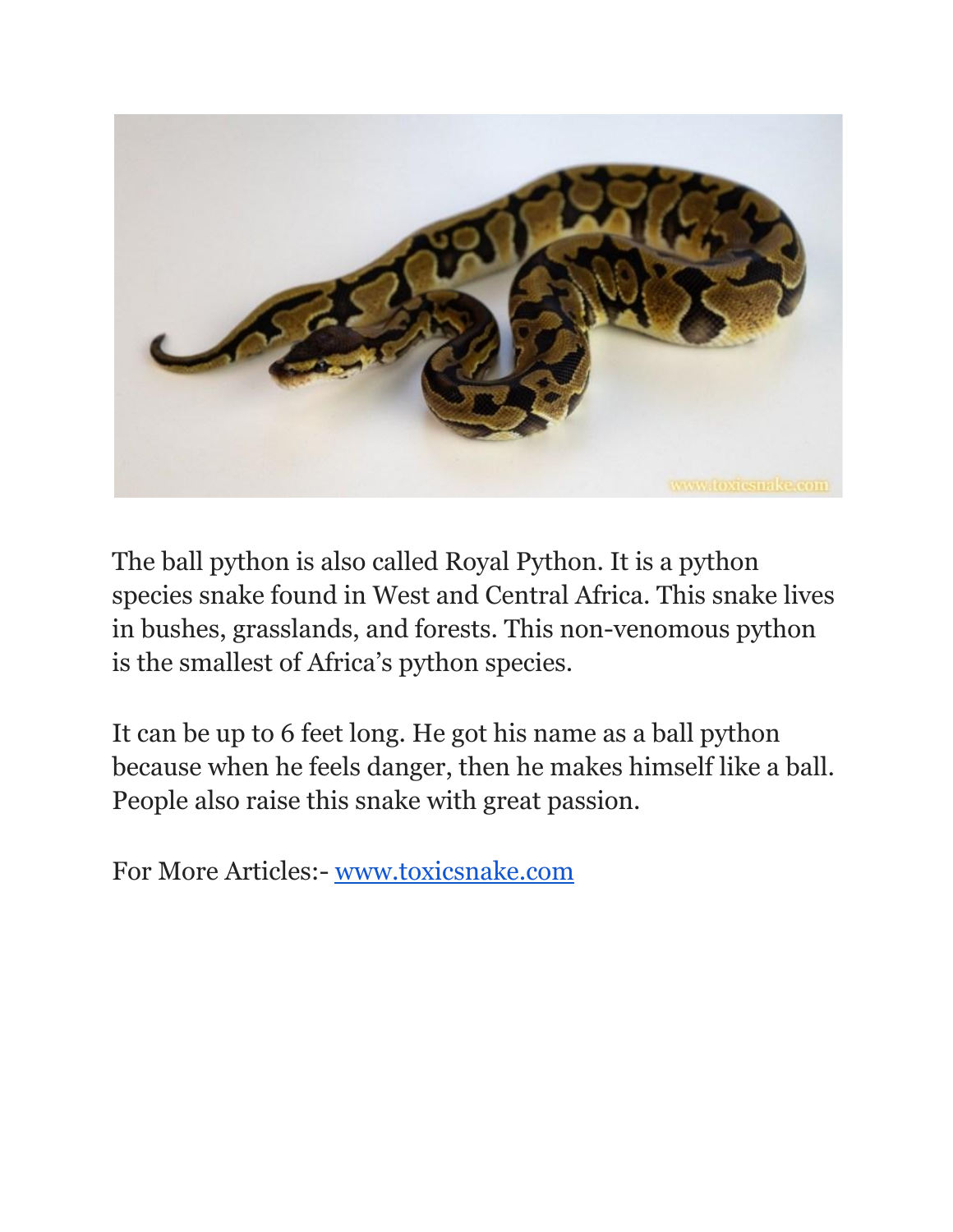The ball python is also called Royal Python. It is a python species snake found in West and Central Africa. This snake lives in bushes, grasslands, and forests. This non-venomous python is the smallest of Africa's python species.

It can be up to 6 feet long. He got his name as a ball python because when he feels danger, then he makes himself like a ball. People also raise this snake with great passion.

For More Articles:- [www.toxicsnake.com](http://www.toxicsnake.com)